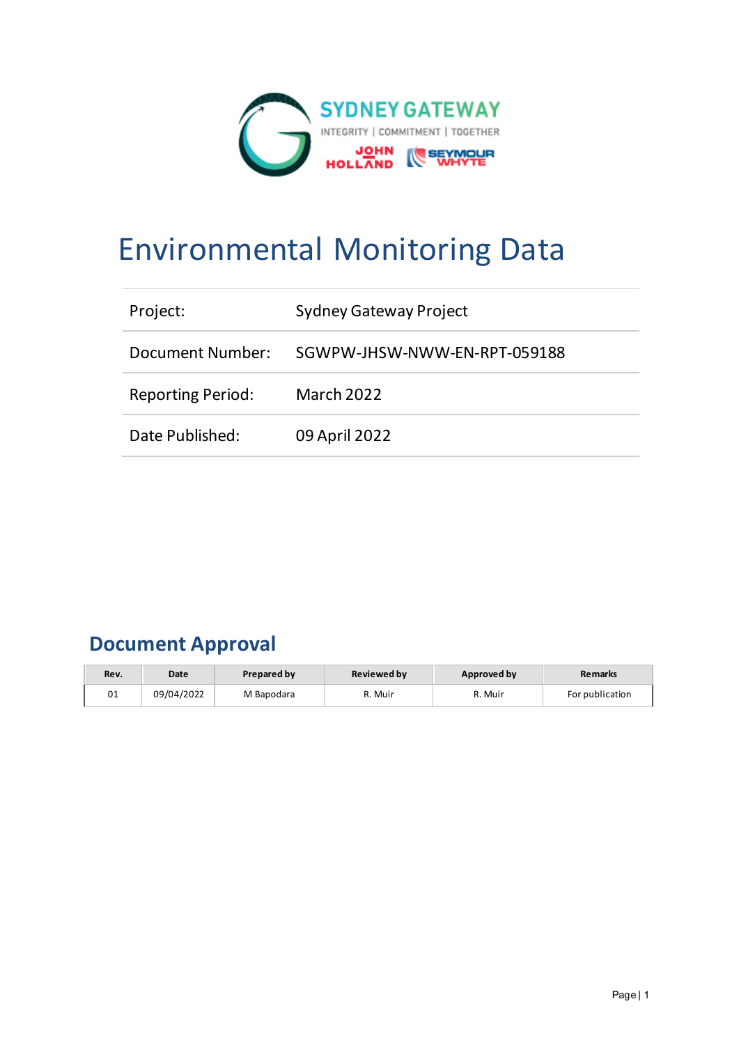SYDNEY GATEWAY

INTEGRITY | COMMITMENT | TOGETHER

JOHN HOLLAND SEYMOUR WHYTE

# Environmental Monitoring Data

| Project: | Sydney Gateway Project |
|---|---|
| Document Number: | SGWPW-JHSW-NWW-EN-RPT-059188 |
| Reporting Period: | March 2022 |
| Date Published: | 09 April 2022 |

## Document Approval

| Rev. | Date | Prepared by | Reviewed by | Approved by | Remarks |
|---|---|---|---|---|---|
| 01 | 09/04/2022 | M Bapodara | R. Muir | R. Muir | For publication |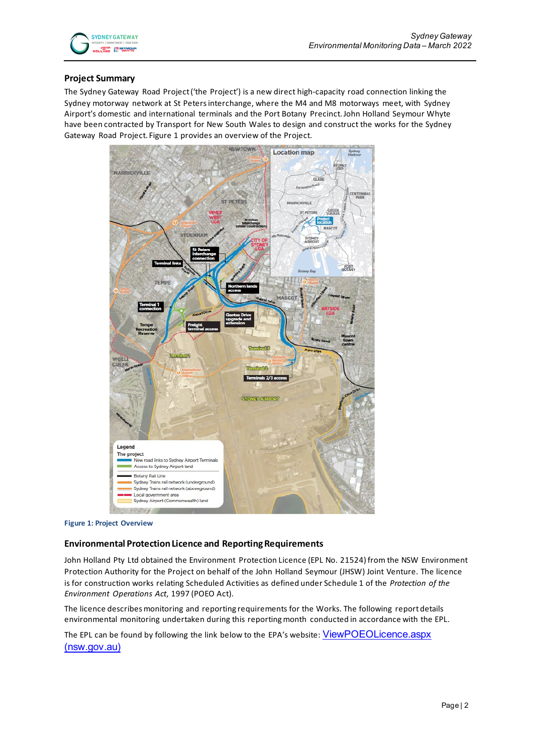## Project Summary

The Sydney Gateway Road Project ('the Project') is a new direct high-capacity road connection linking the Sydney motorway network at St Peters interchange, where the M4 and M8 motorways meet, with Sydney Airport's domestic and international terminals and the Port Botany Precinct. John Holland Seymour Whyte have been contracted by Transport for New South Wales to design and construct the works for the Sydney Gateway Road Project. Figure 1 provides an overview of the Project.

Figure 1: Project Overview

## Environmental Protection Licence and Reporting Requirements

John Holland Pty Ltd obtained the Environment Protection Licence (EPL No. 21524) from the NSW Environment Protection Authority for the Project on behalf of the John Holland Seymour (JHSW) Joint Venture. The licence is for construction works relating Scheduled Activities as defined under Schedule 1 of the *Protection of the Environment Operations Act*, 1997 (POEO Act).

The licence describes monitoring and reporting requirements for the Works. The following report details environmental monitoring undertaken during this reporting month conducted in accordance with the EPL.

The EPL can be found by following the link below to the EPA's website: ViewPOEOLicence.aspx (nsw.gov.au)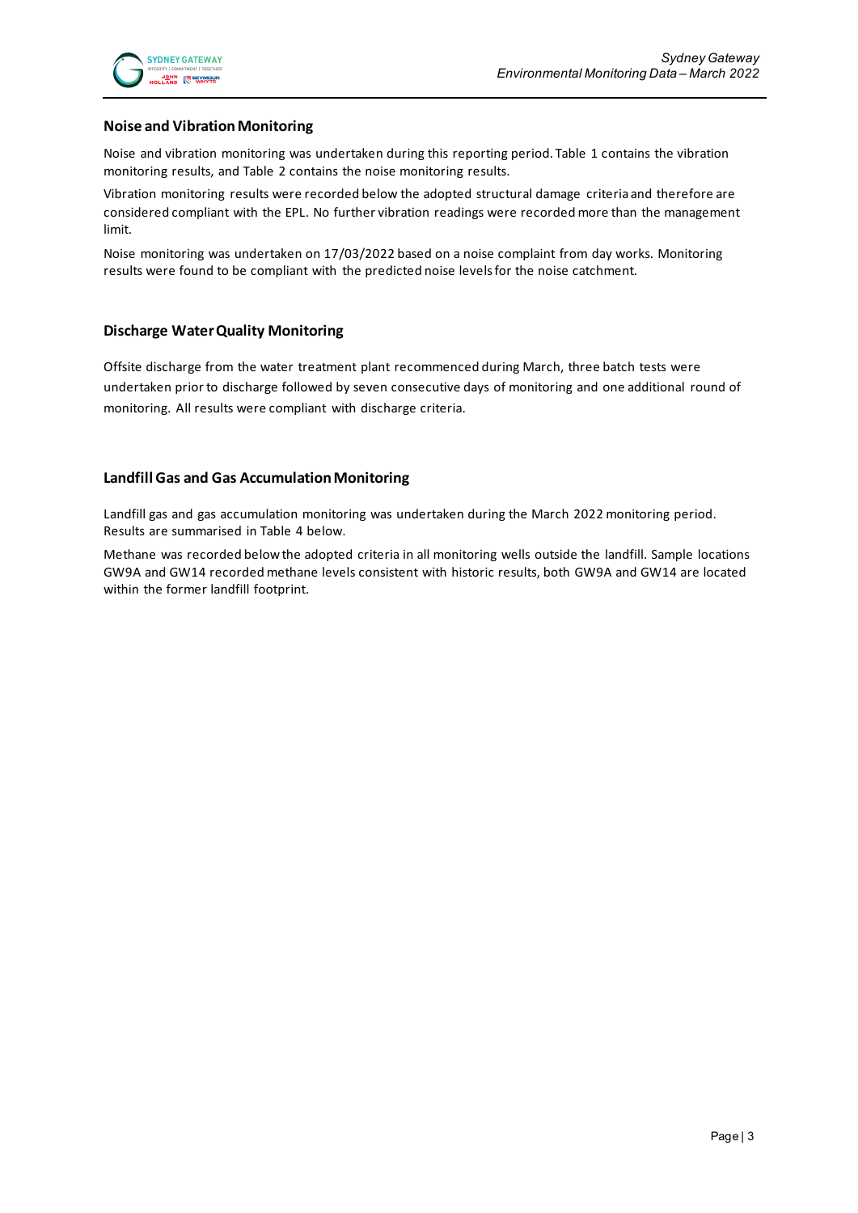## Noise and Vibration Monitoring

Noise and vibration monitoring was undertaken during this reporting period. Table 1 contains the vibration monitoring results, and Table 2 contains the noise monitoring results.

Vibration monitoring results were recorded below the adopted structural damage criteria and therefore are considered compliant with the EPL. No further vibration readings were recorded more than the management limit.

Noise monitoring was undertaken on 17/03/2022 based on a noise complaint from day works. Monitoring results were found to be compliant with the predicted noise levels for the noise catchment.

## Discharge Water Quality Monitoring

Offsite discharge from the water treatment plant recommenced during March, three batch tests were undertaken prior to discharge followed by seven consecutive days of monitoring and one additional round of monitoring. All results were compliant with discharge criteria.

## Landfill Gas and Gas Accumulation Monitoring

Landfill gas and gas accumulation monitoring was undertaken during the March 2022 monitoring period. Results are summarised in Table 4 below.

Methane was recorded below the adopted criteria in all monitoring wells outside the landfill. Sample locations GW9A and GW14 recorded methane levels consistent with historic results, both GW9A and GW14 are located within the former landfill footprint.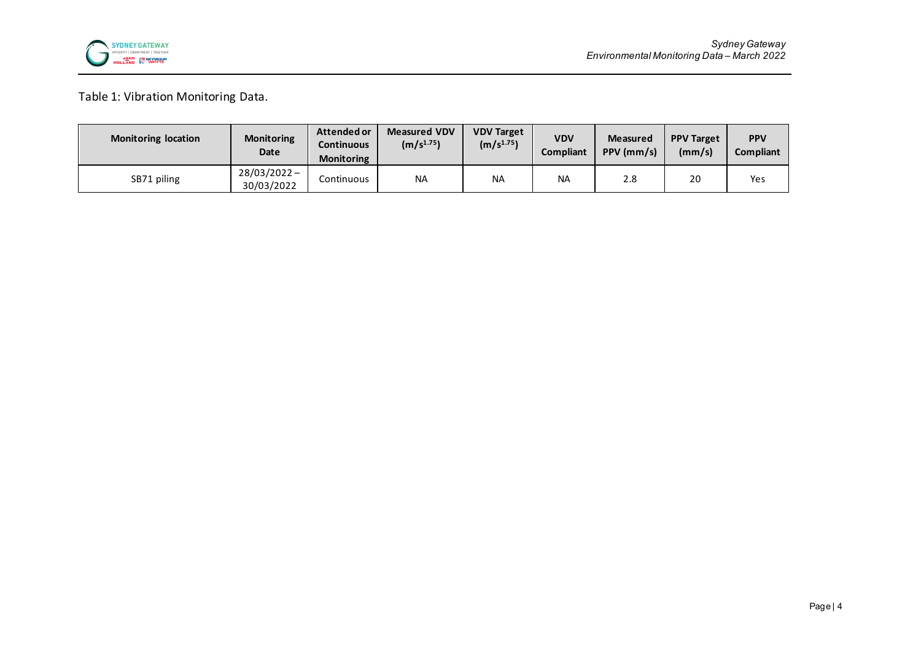Table 1: Vibration Monitoring Data.

| Monitoring location | Monitoring Date | Attended or Continuous Monitoring | Measured VDV ($m/s^{1.75}$) | VDV Target ($m/s^{1.75}$) | VDV Compliant | Measured PPV (mm/s) | PPV Target (mm/s) | PPV Compliant |
|---|---|---|---|---|---|---|---|---|
| SB71 piling | 28/03/2022 – 30/03/2022 | Continuous | NA | NA | NA | 2.8 | 20 | Yes |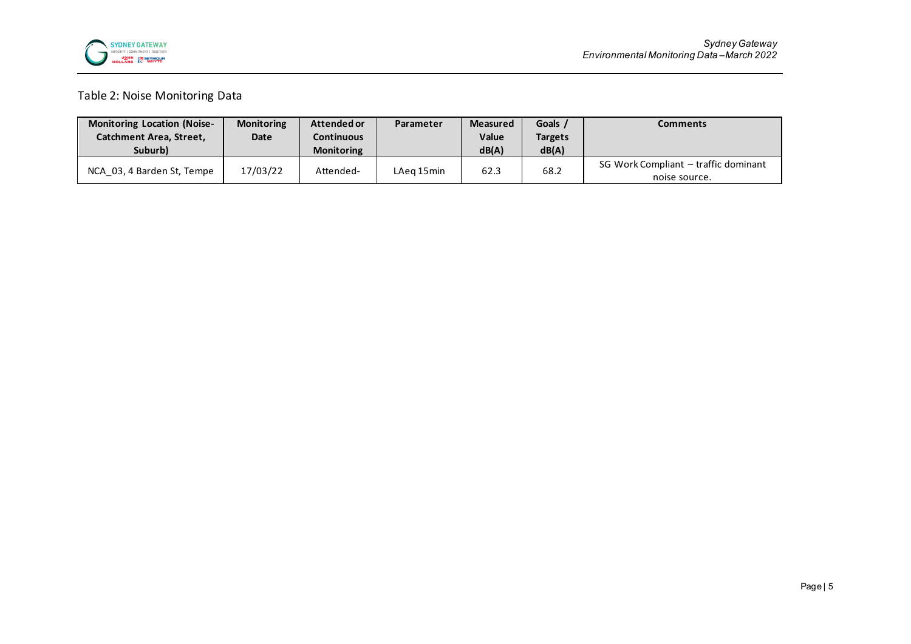Table 2: Noise Monitoring Data

| Monitoring Location (Noise-Catchment Area, Street, Suburb) | Monitoring Date | Attended or Continuous Monitoring | Parameter | Measured Value dB(A) | Goals / Targets dB(A) | Comments |
|---|---|---|---|---|---|---|
| NCA_03, 4 Barden St, Tempe | 17/03/22 | Attended- | LAeq 15min | 62.3 | 68.2 | SG Work Compliant – traffic dominant noise source. |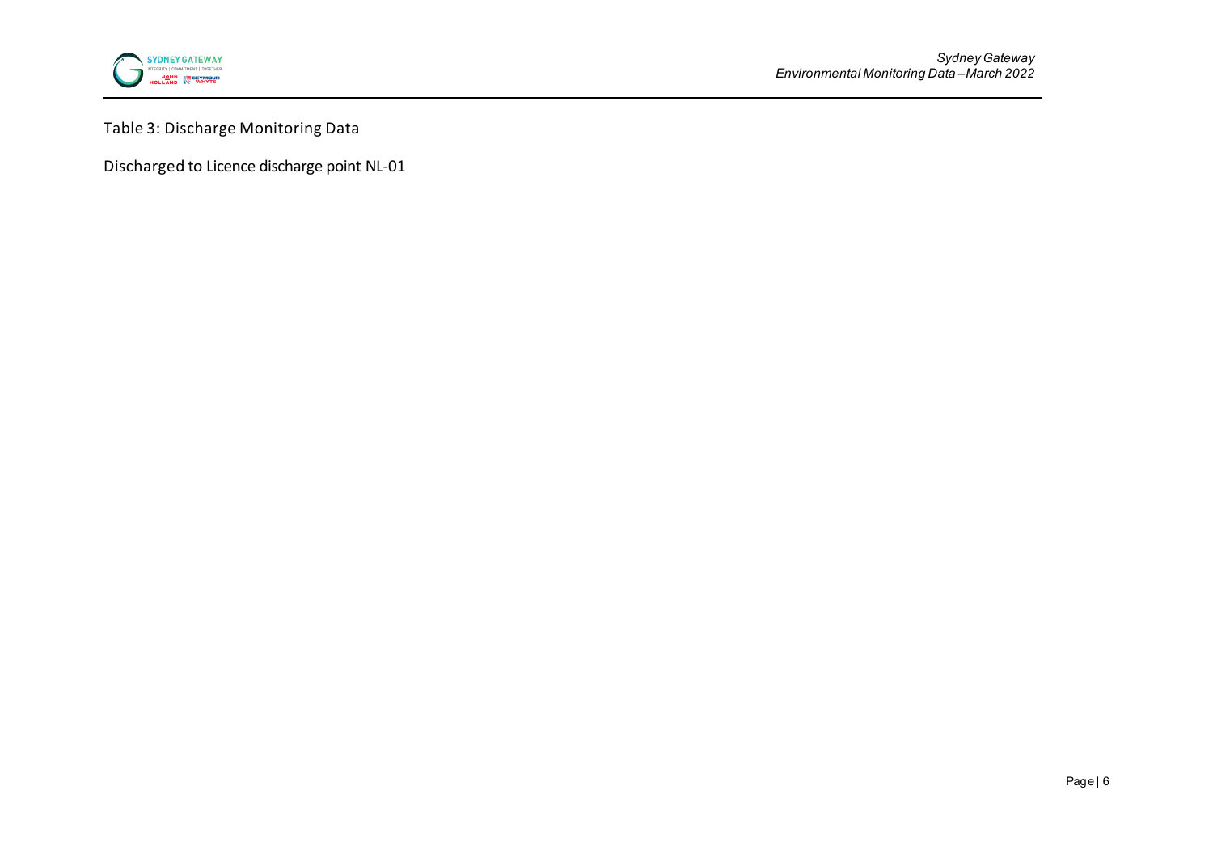Table 3: Discharge Monitoring Data

Discharged to Licence discharge point NL-01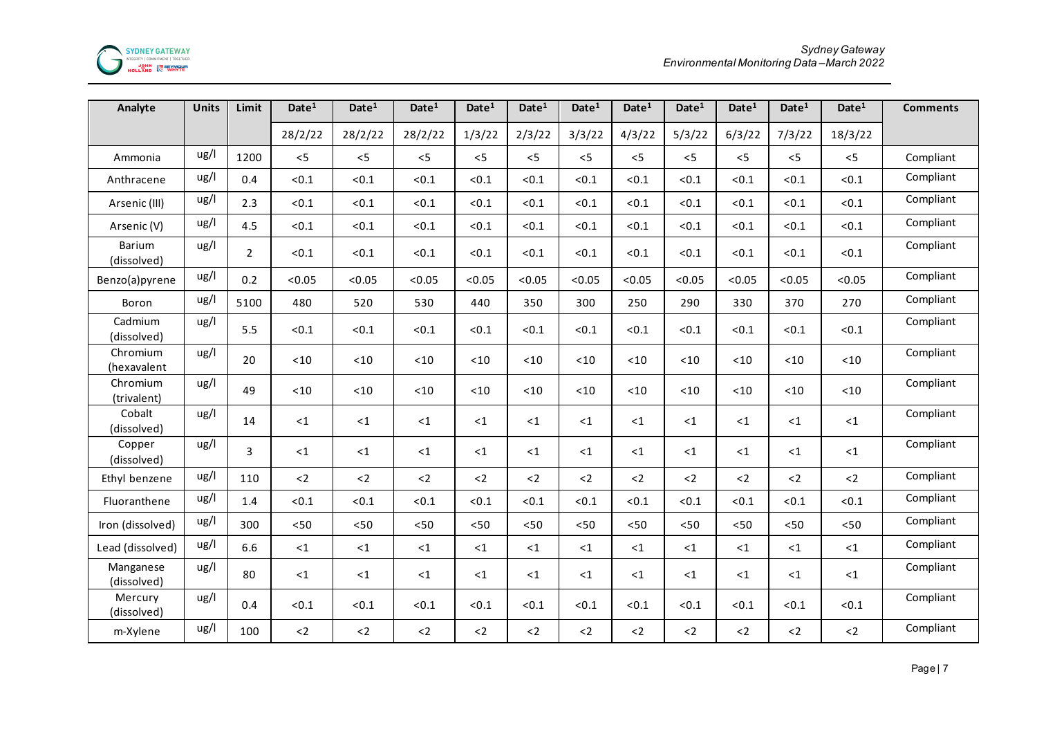| Analyte | Units | Limit | Date[1] | Date[1] | Date[1] | Date[1] | Date[1] | Date[1] | Date[1] | Date[1] | Date[1] | Date[1] | Date[1] | Comments |
|---|---|---|---|---|---|---|---|---|---|---|---|---|---|---|
| | | | 28/2/22 | 28/2/22 | 28/2/22 | 1/3/22 | 2/3/22 | 3/3/22 | 4/3/22 | 5/3/22 | 6/3/22 | 7/3/22 | 18/3/22 | |
| Ammonia | ug/l | 1200 | <5 | <5 | <5 | <5 | <5 | <5 | <5 | <5 | <5 | <5 | <5 | Compliant |
| Anthracene | ug/l | 0.4 | <0.1 | <0.1 | <0.1 | <0.1 | <0.1 | <0.1 | <0.1 | <0.1 | <0.1 | <0.1 | <0.1 | Compliant |
| Arsenic (III) | ug/l | 2.3 | <0.1 | <0.1 | <0.1 | <0.1 | <0.1 | <0.1 | <0.1 | <0.1 | <0.1 | <0.1 | <0.1 | Compliant |
| Arsenic (V) | ug/l | 4.5 | <0.1 | <0.1 | <0.1 | <0.1 | <0.1 | <0.1 | <0.1 | <0.1 | <0.1 | <0.1 | <0.1 | Compliant |
| Barium (dissolved) | ug/l | 2 | <0.1 | <0.1 | <0.1 | <0.1 | <0.1 | <0.1 | <0.1 | <0.1 | <0.1 | <0.1 | <0.1 | Compliant |
| Benzo(a)pyrene | ug/l | 0.2 | <0.05 | <0.05 | <0.05 | <0.05 | <0.05 | <0.05 | <0.05 | <0.05 | <0.05 | <0.05 | <0.05 | Compliant |
| Boron | ug/l | 5100 | 480 | 520 | 530 | 440 | 350 | 300 | 250 | 290 | 330 | 370 | 270 | Compliant |
| Cadmium (dissolved) | ug/l | 5.5 | <0.1 | <0.1 | <0.1 | <0.1 | <0.1 | <0.1 | <0.1 | <0.1 | <0.1 | <0.1 | <0.1 | Compliant |
| Chromium (hexavalent | ug/l | 20 | <10 | <10 | <10 | <10 | <10 | <10 | <10 | <10 | <10 | <10 | <10 | Compliant |
| Chromium (trivalent) | ug/l | 49 | <10 | <10 | <10 | <10 | <10 | <10 | <10 | <10 | <10 | <10 | <10 | Compliant |
| Cobalt (dissolved) | ug/l | 14 | <1 | <1 | <1 | <1 | <1 | <1 | <1 | <1 | <1 | <1 | <1 | Compliant |
| Copper (dissolved) | ug/l | 3 | <1 | <1 | <1 | <1 | <1 | <1 | <1 | <1 | <1 | <1 | <1 | Compliant |
| Ethyl benzene | ug/l | 110 | <2 | <2 | <2 | <2 | <2 | <2 | <2 | <2 | <2 | <2 | <2 | Compliant |
| Fluoranthene | ug/l | 1.4 | <0.1 | <0.1 | <0.1 | <0.1 | <0.1 | <0.1 | <0.1 | <0.1 | <0.1 | <0.1 | <0.1 | Compliant |
| Iron (dissolved) | ug/l | 300 | <50 | <50 | <50 | <50 | <50 | <50 | <50 | <50 | <50 | <50 | <50 | Compliant |
| Lead (dissolved) | ug/l | 6.6 | <1 | <1 | <1 | <1 | <1 | <1 | <1 | <1 | <1 | <1 | <1 | Compliant |
| Manganese (dissolved) | ug/l | 80 | <1 | <1 | <1 | <1 | <1 | <1 | <1 | <1 | <1 | <1 | <1 | Compliant |
| Mercury (dissolved) | ug/l | 0.4 | <0.1 | <0.1 | <0.1 | <0.1 | <0.1 | <0.1 | <0.1 | <0.1 | <0.1 | <0.1 | <0.1 | Compliant |
| m-Xylene | ug/l | 100 | <2 | <2 | <2 | <2 | <2 | <2 | <2 | <2 | <2 | <2 | <2 | Compliant |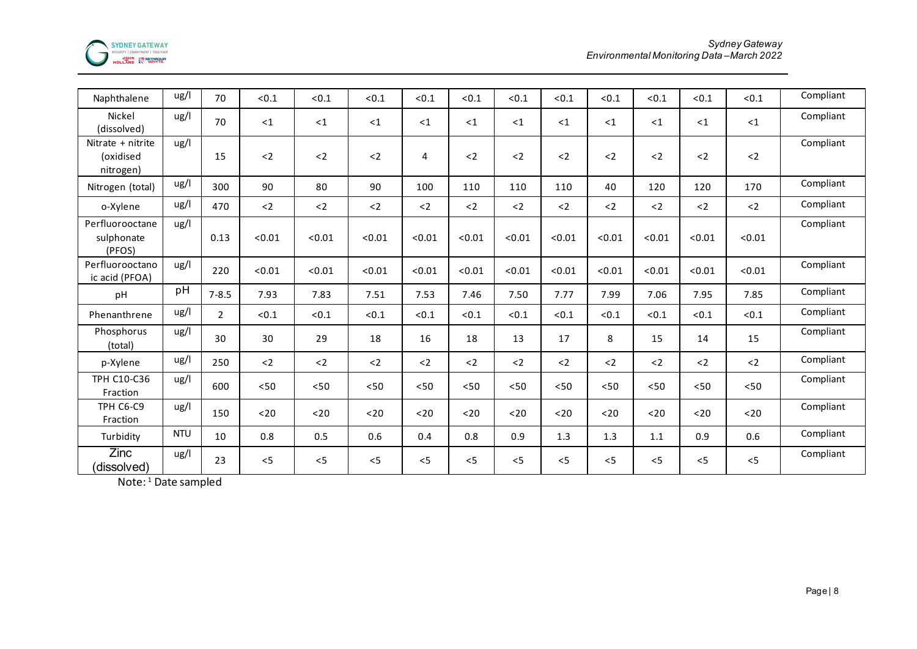| Naphthalene | ug/l | 70 | <0.1 | <0.1 | <0.1 | <0.1 | <0.1 | <0.1 | <0.1 | <0.1 | <0.1 | <0.1 | <0.1 | Compliant |
|---|---|---|---|---|---|---|---|---|---|---|---|---|---|---|
| Nickel (dissolved) | ug/l | 70 | <1 | <1 | <1 | <1 | <1 | <1 | <1 | <1 | <1 | <1 | <1 | Compliant |
| Nitrate + nitrite (oxidised nitrogen) | ug/l | 15 | <2 | <2 | <2 | 4 | <2 | <2 | <2 | <2 | <2 | <2 | <2 | Compliant |
| Nitrogen (total) | ug/l | 300 | 90 | 80 | 90 | 100 | 110 | 110 | 110 | 40 | 120 | 120 | 170 | Compliant |
| o-Xylene | ug/l | 470 | <2 | <2 | <2 | <2 | <2 | <2 | <2 | <2 | <2 | <2 | <2 | Compliant |
| Perfluorooctane sulphonate (PFOS) | ug/l | 0.13 | <0.01 | <0.01 | <0.01 | <0.01 | <0.01 | <0.01 | <0.01 | <0.01 | <0.01 | <0.01 | <0.01 | Compliant |
| Perfluorooctanoic acid (PFOA) | ug/l | 220 | <0.01 | <0.01 | <0.01 | <0.01 | <0.01 | <0.01 | <0.01 | <0.01 | <0.01 | <0.01 | <0.01 | Compliant |
| pH | pH | 7-8.5 | 7.93 | 7.83 | 7.51 | 7.53 | 7.46 | 7.50 | 7.77 | 7.99 | 7.06 | 7.95 | 7.85 | Compliant |
| Phenanthrene | ug/l | 2 | <0.1 | <0.1 | <0.1 | <0.1 | <0.1 | <0.1 | <0.1 | <0.1 | <0.1 | <0.1 | <0.1 | Compliant |
| Phosphorus (total) | ug/l | 30 | 30 | 29 | 18 | 16 | 18 | 13 | 17 | 8 | 15 | 14 | 15 | Compliant |
| p-Xylene | ug/l | 250 | <2 | <2 | <2 | <2 | <2 | <2 | <2 | <2 | <2 | <2 | <2 | Compliant |
| TPH C10-C36 Fraction | ug/l | 600 | <50 | <50 | <50 | <50 | <50 | <50 | <50 | <50 | <50 | <50 | <50 | Compliant |
| TPH C6-C9 Fraction | ug/l | 150 | <20 | <20 | <20 | <20 | <20 | <20 | <20 | <20 | <20 | <20 | <20 | Compliant |
| Turbidity | NTU | 10 | 0.8 | 0.5 | 0.6 | 0.4 | 0.8 | 0.9 | 1.3 | 1.3 | 1.1 | 0.9 | 0.6 | Compliant |
| Zinc (dissolved) | ug/l | 23 | <5 | <5 | <5 | <5 | <5 | <5 | <5 | <5 | <5 | <5 | <5 | Compliant |

Note: [1] Date sampled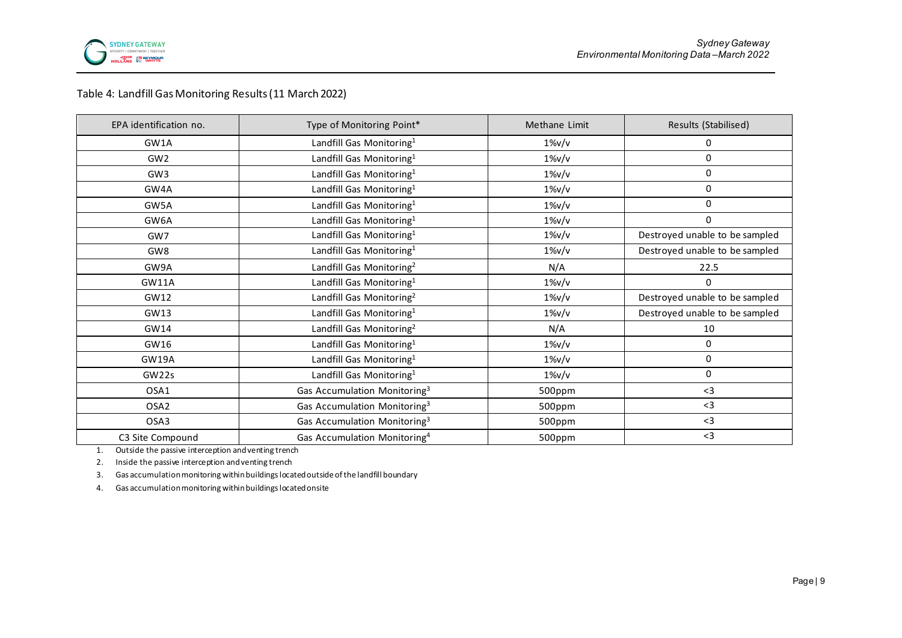Table 4: Landfill Gas Monitoring Results (11 March 2022)

| EPA identification no. | Type of Monitoring Point* | Methane Limit | Results (Stabilised) |
|---|---|---|---|
| GW1A | Landfill Gas Monitoring[1] | 1%v/v | 0 |
| GW2 | Landfill Gas Monitoring[1] | 1%v/v | 0 |
| GW3 | Landfill Gas Monitoring[1] | 1%v/v | 0 |
| GW4A | Landfill Gas Monitoring[1] | 1%v/v | 0 |
| GW5A | Landfill Gas Monitoring[1] | 1%v/v | 0 |
| GW6A | Landfill Gas Monitoring[1] | 1%v/v | 0 |
| GW7 | Landfill Gas Monitoring[1] | 1%v/v | Destroyed unable to be sampled |
| GW8 | Landfill Gas Monitoring[1] | 1%v/v | Destroyed unable to be sampled |
| GW9A | Landfill Gas Monitoring[2] | N/A | 22.5 |
| GW11A | Landfill Gas Monitoring[1] | 1%v/v | 0 |
| GW12 | Landfill Gas Monitoring[2] | 1%v/v | Destroyed unable to be sampled |
| GW13 | Landfill Gas Monitoring[1] | 1%v/v | Destroyed unable to be sampled |
| GW14 | Landfill Gas Monitoring[2] | N/A | 10 |
| GW16 | Landfill Gas Monitoring[1] | 1%v/v | 0 |
| GW19A | Landfill Gas Monitoring[1] | 1%v/v | 0 |
| GW22s | Landfill Gas Monitoring[1] | 1%v/v | 0 |
| OSA1 | Gas Accumulation Monitoring[3] | 500ppm | <3 |
| OSA2 | Gas Accumulation Monitoring[3] | 500ppm | <3 |
| OSA3 | Gas Accumulation Monitoring[3] | 500ppm | <3 |
| C3 Site Compound | Gas Accumulation Monitoring[4] | 500ppm | <3 |

1. Outside the passive interception and venting trench
2. Inside the passive interception and venting trench
3. Gas accumulation monitoring within buildings located outside of the landfill boundary
4. Gas accumulation monitoring within buildings located onsite